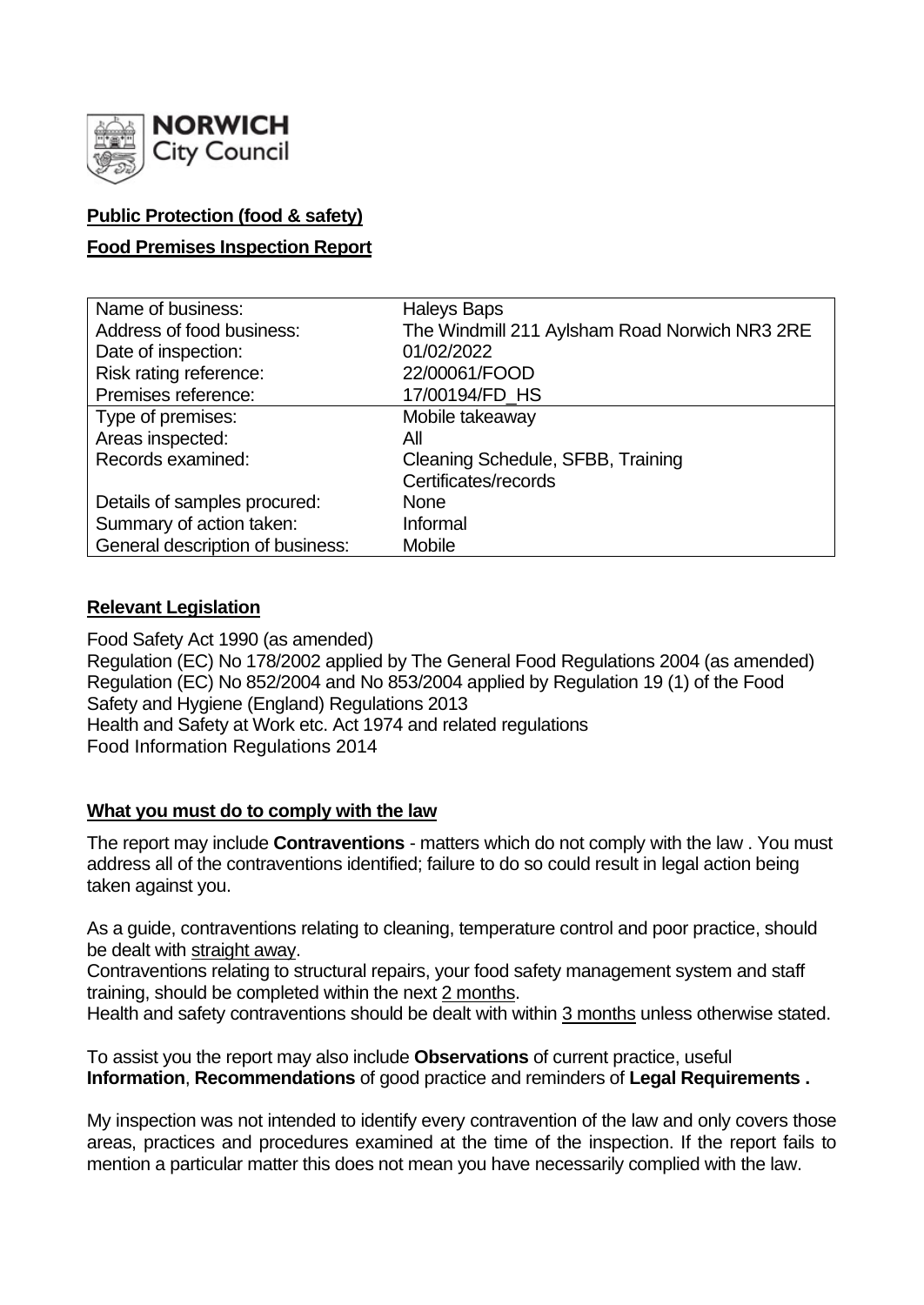NORWICH City Council

**Public Protection (food & safety)**

**Food Premises Inspection Report**

| Name of business: | Haleys Baps |
|---|---|
| Address of food business: | The Windmill 211 Aylsham Road Norwich NR3 2RE |
| Date of inspection: | 01/02/2022 |
| Risk rating reference: | 22/00061/FOOD |
| Premises reference: | 17/00194/FD_HS |
| Type of premises: | Mobile takeaway |
| Areas inspected: | All |
| Records examined: | Cleaning Schedule, SFBB, Training Certificates/records |
| Details of samples procured: | None |
| Summary of action taken: | Informal |
| General description of business: | Mobile |

## Relevant Legislation

Food Safety Act 1990 (as amended)
Regulation (EC) No 178/2002 applied by The General Food Regulations 2004 (as amended)
Regulation (EC) No 852/2004 and No 853/2004 applied by Regulation 19 (1) of the Food Safety and Hygiene (England) Regulations 2013
Health and Safety at Work etc. Act 1974 and related regulations
Food Information Regulations 2014

## What you must do to comply with the law

The report may include **Contraventions** - matters which do not comply with the law . You must address all of the contraventions identified; failure to do so could result in legal action being taken against you.

As a guide, contraventions relating to cleaning, temperature control and poor practice, should be dealt with straight away.
Contraventions relating to structural repairs, your food safety management system and staff training, should be completed within the next 2 months.
Health and safety contraventions should be dealt with within 3 months unless otherwise stated.

To assist you the report may also include **Observations** of current practice, useful **Information**, **Recommendations** of good practice and reminders of **Legal Requirements .**

My inspection was not intended to identify every contravention of the law and only covers those areas, practices and procedures examined at the time of the inspection. If the report fails to mention a particular matter this does not mean you have necessarily complied with the law.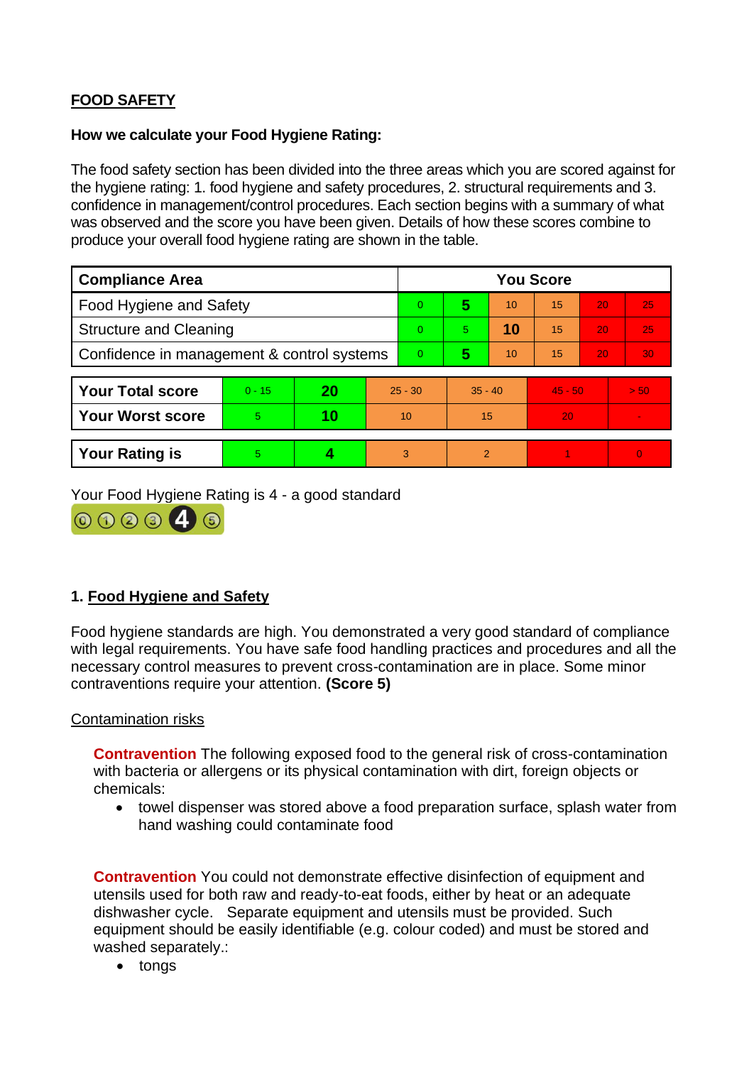## FOOD SAFETY

**How we calculate your Food Hygiene Rating:**

The food safety section has been divided into the three areas which you are scored against for the hygiene rating: 1. food hygiene and safety procedures, 2. structural requirements and 3. confidence in management/control procedures. Each section begins with a summary of what was observed and the score you have been given. Details of how these scores combine to produce your overall food hygiene rating are shown in the table.

| Compliance Area | You Score | | | | | |
|---|---|---|---|---|---|---|
| Food Hygiene and Safety | 0 | **5** | 10 | 15 | 20 | 25 |
| Structure and Cleaning | 0 | 5 | **10** | 15 | 20 | 25 |
| Confidence in management & control systems | 0 | **5** | 10 | 15 | 20 | 30 |

| | | | | | | |
|---|---|---|---|---|---|---|
| **Your Total score** | 0 - 15 | **20** | 25 - 30 | 35 - 40 | 45 - 50 | > 50 |
| **Your Worst score** | 5 | **10** | 10 | 15 | 20 | - |

| | | | | | | |
|---|---|---|---|---|---|---|
| **Your Rating is** | 5 | **4** | 3 | 2 | 1 | 0 |

Your Food Hygiene Rating is 4 - a good standard

## 1. Food Hygiene and Safety

Food hygiene standards are high. You demonstrated a very good standard of compliance with legal requirements. You have safe food handling practices and procedures and all the necessary control measures to prevent cross-contamination are in place. Some minor contraventions require your attention. **(Score 5)**

Contamination risks

**Contravention** The following exposed food to the general risk of cross-contamination with bacteria or allergens or its physical contamination with dirt, foreign objects or chemicals:

- towel dispenser was stored above a food preparation surface, splash water from hand washing could contaminate food

**Contravention** You could not demonstrate effective disinfection of equipment and utensils used for both raw and ready-to-eat foods, either by heat or an adequate dishwasher cycle. Separate equipment and utensils must be provided. Such equipment should be easily identifiable (e.g. colour coded) and must be stored and washed separately.:

- tongs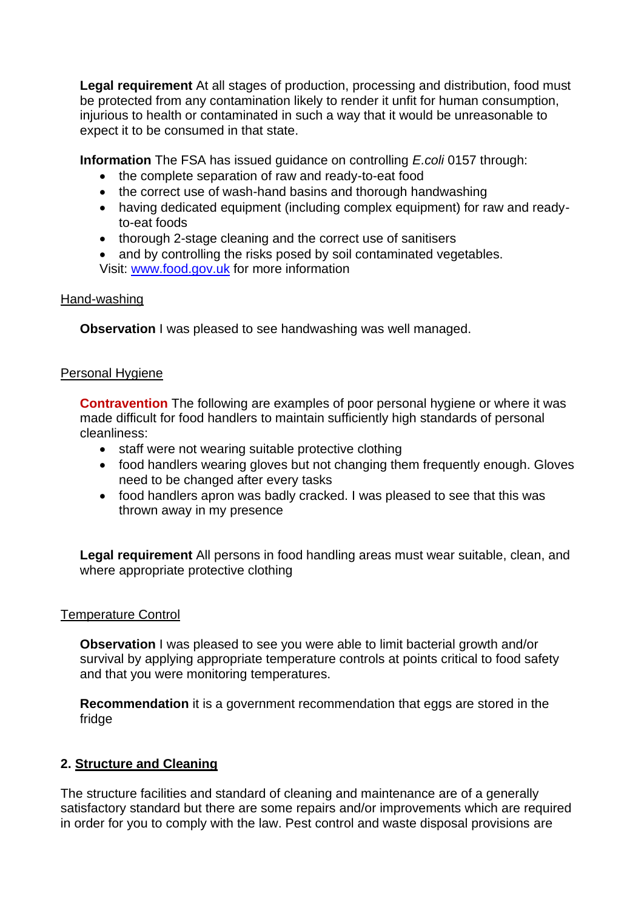**Legal requirement** At all stages of production, processing and distribution, food must be protected from any contamination likely to render it unfit for human consumption, injurious to health or contaminated in such a way that it would be unreasonable to expect it to be consumed in that state.

**Information** The FSA has issued guidance on controlling *E.coli* 0157 through:

- the complete separation of raw and ready-to-eat food
- the correct use of wash-hand basins and thorough handwashing
- having dedicated equipment (including complex equipment) for raw and ready-to-eat foods
- thorough 2-stage cleaning and the correct use of sanitisers
- and by controlling the risks posed by soil contaminated vegetables.

Visit: [www.food.gov.uk](http://www.food.gov.uk) for more information

Hand-washing

**Observation** I was pleased to see handwashing was well managed.

Personal Hygiene

**Contravention** The following are examples of poor personal hygiene or where it was made difficult for food handlers to maintain sufficiently high standards of personal cleanliness:

- staff were not wearing suitable protective clothing
- food handlers wearing gloves but not changing them frequently enough. Gloves need to be changed after every tasks
- food handlers apron was badly cracked. I was pleased to see that this was thrown away in my presence

**Legal requirement** All persons in food handling areas must wear suitable, clean, and where appropriate protective clothing

Temperature Control

**Observation** I was pleased to see you were able to limit bacterial growth and/or survival by applying appropriate temperature controls at points critical to food safety and that you were monitoring temperatures.

**Recommendation** it is a government recommendation that eggs are stored in the fridge

## 2. Structure and Cleaning

The structure facilities and standard of cleaning and maintenance are of a generally satisfactory standard but there are some repairs and/or improvements which are required in order for you to comply with the law. Pest control and waste disposal provisions are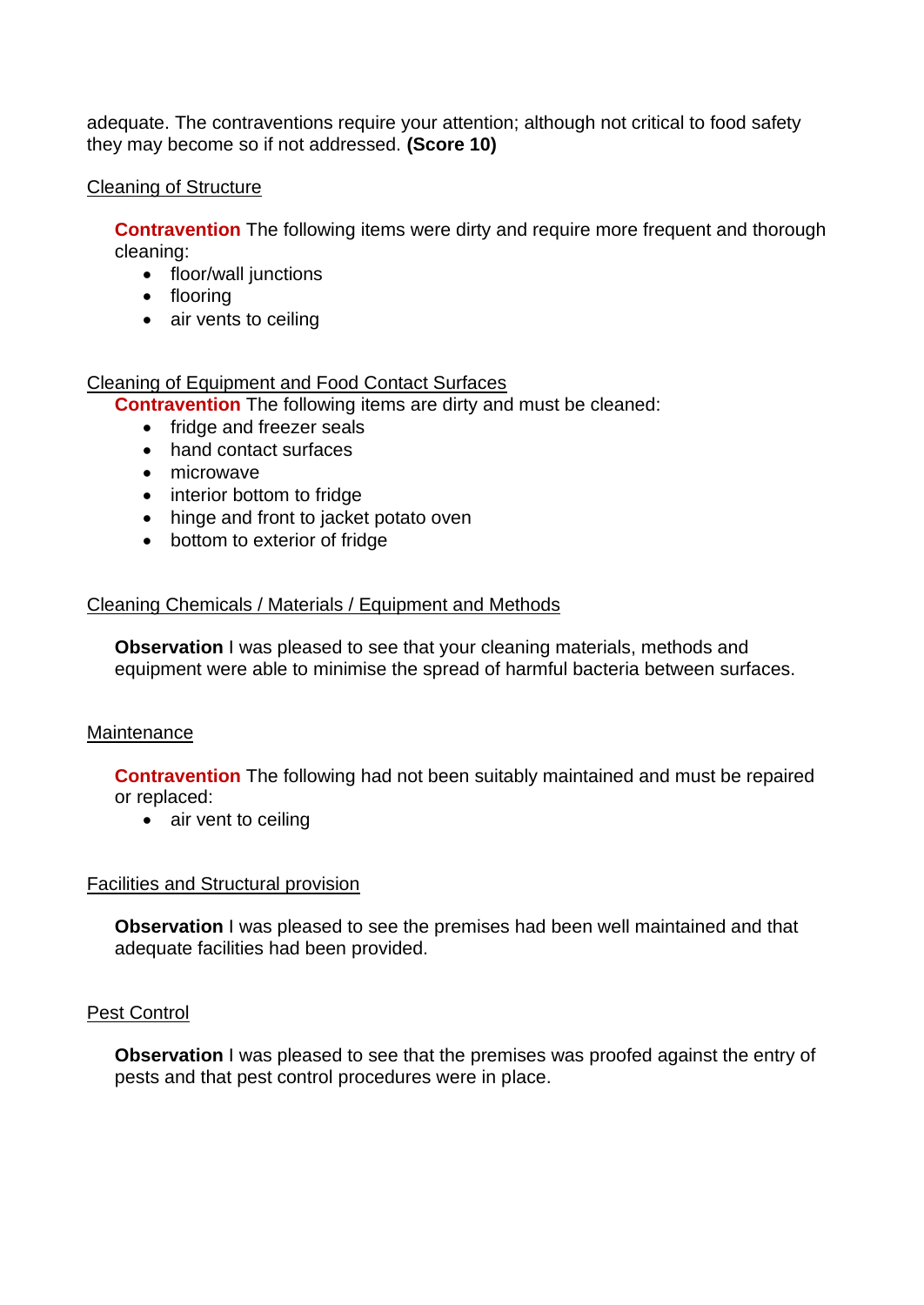adequate. The contraventions require your attention; although not critical to food safety they may become so if not addressed. **(Score 10)**

Cleaning of Structure

**Contravention** The following items were dirty and require more frequent and thorough cleaning:

- floor/wall junctions
- flooring
- air vents to ceiling

Cleaning of Equipment and Food Contact Surfaces

**Contravention** The following items are dirty and must be cleaned:

- fridge and freezer seals
- hand contact surfaces
- microwave
- interior bottom to fridge
- hinge and front to jacket potato oven
- bottom to exterior of fridge

Cleaning Chemicals / Materials / Equipment and Methods

**Observation** I was pleased to see that your cleaning materials, methods and equipment were able to minimise the spread of harmful bacteria between surfaces.

Maintenance

**Contravention** The following had not been suitably maintained and must be repaired or replaced:

- air vent to ceiling

Facilities and Structural provision

**Observation** I was pleased to see the premises had been well maintained and that adequate facilities had been provided.

Pest Control

**Observation** I was pleased to see that the premises was proofed against the entry of pests and that pest control procedures were in place.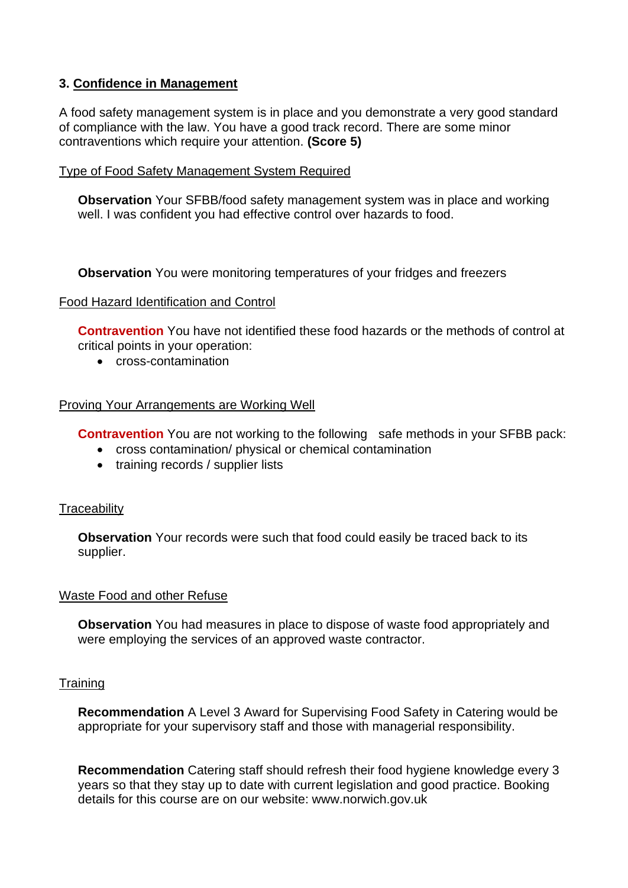### 3. Confidence in Management

A food safety management system is in place and you demonstrate a very good standard of compliance with the law. You have a good track record. There are some minor contraventions which require your attention. **(Score 5)**

Type of Food Safety Management System Required

**Observation** Your SFBB/food safety management system was in place and working well. I was confident you had effective control over hazards to food.

**Observation** You were monitoring temperatures of your fridges and freezers

Food Hazard Identification and Control

**Contravention** You have not identified these food hazards or the methods of control at critical points in your operation:

- cross-contamination

Proving Your Arrangements are Working Well

**Contravention** You are not working to the following safe methods in your SFBB pack:

- cross contamination/ physical or chemical contamination
- training records / supplier lists

Traceability

**Observation** Your records were such that food could easily be traced back to its supplier.

Waste Food and other Refuse

**Observation** You had measures in place to dispose of waste food appropriately and were employing the services of an approved waste contractor.

Training

**Recommendation** A Level 3 Award for Supervising Food Safety in Catering would be appropriate for your supervisory staff and those with managerial responsibility.

**Recommendation** Catering staff should refresh their food hygiene knowledge every 3 years so that they stay up to date with current legislation and good practice. Booking details for this course are on our website: www.norwich.gov.uk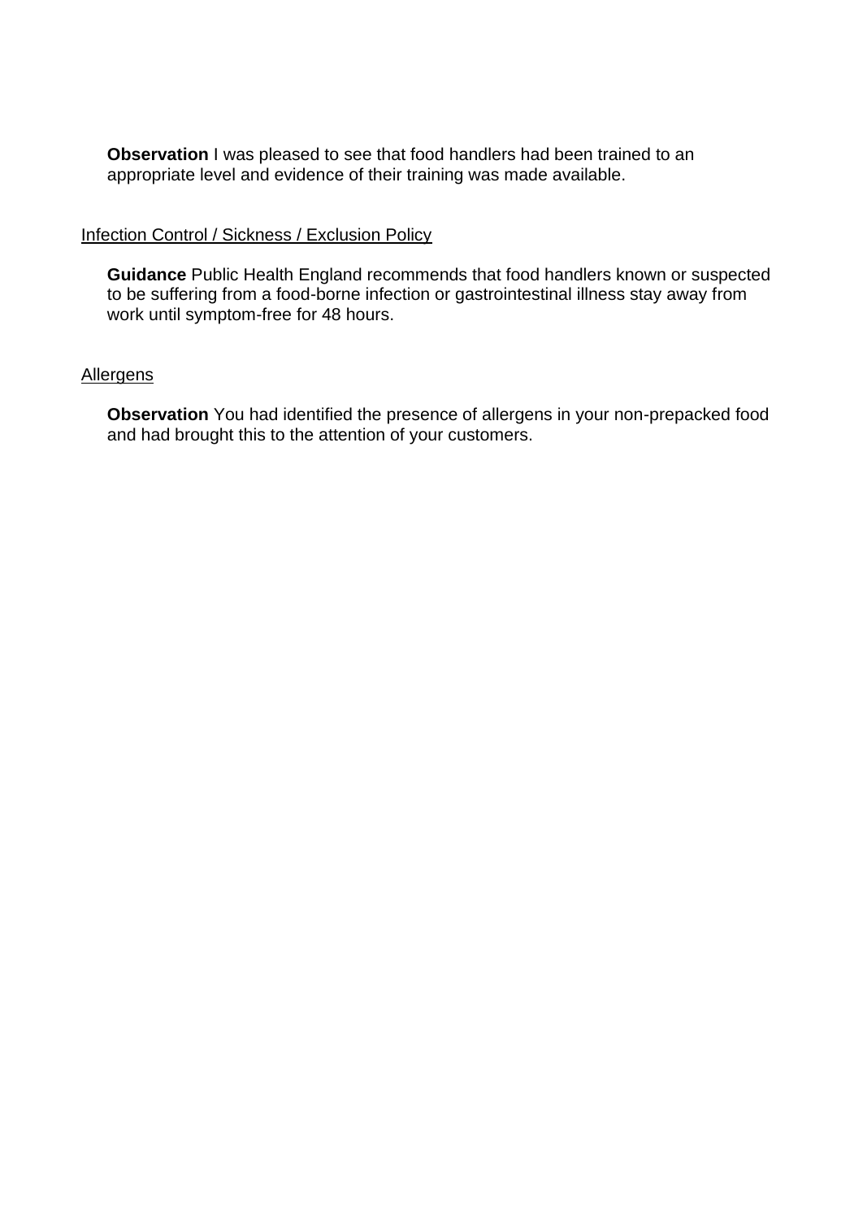**Observation** I was pleased to see that food handlers had been trained to an appropriate level and evidence of their training was made available.

<u>Infection Control / Sickness / Exclusion Policy</u>

**Guidance** Public Health England recommends that food handlers known or suspected to be suffering from a food-borne infection or gastrointestinal illness stay away from work until symptom-free for 48 hours.

<u>Allergens</u>

**Observation** You had identified the presence of allergens in your non-prepacked food and had brought this to the attention of your customers.